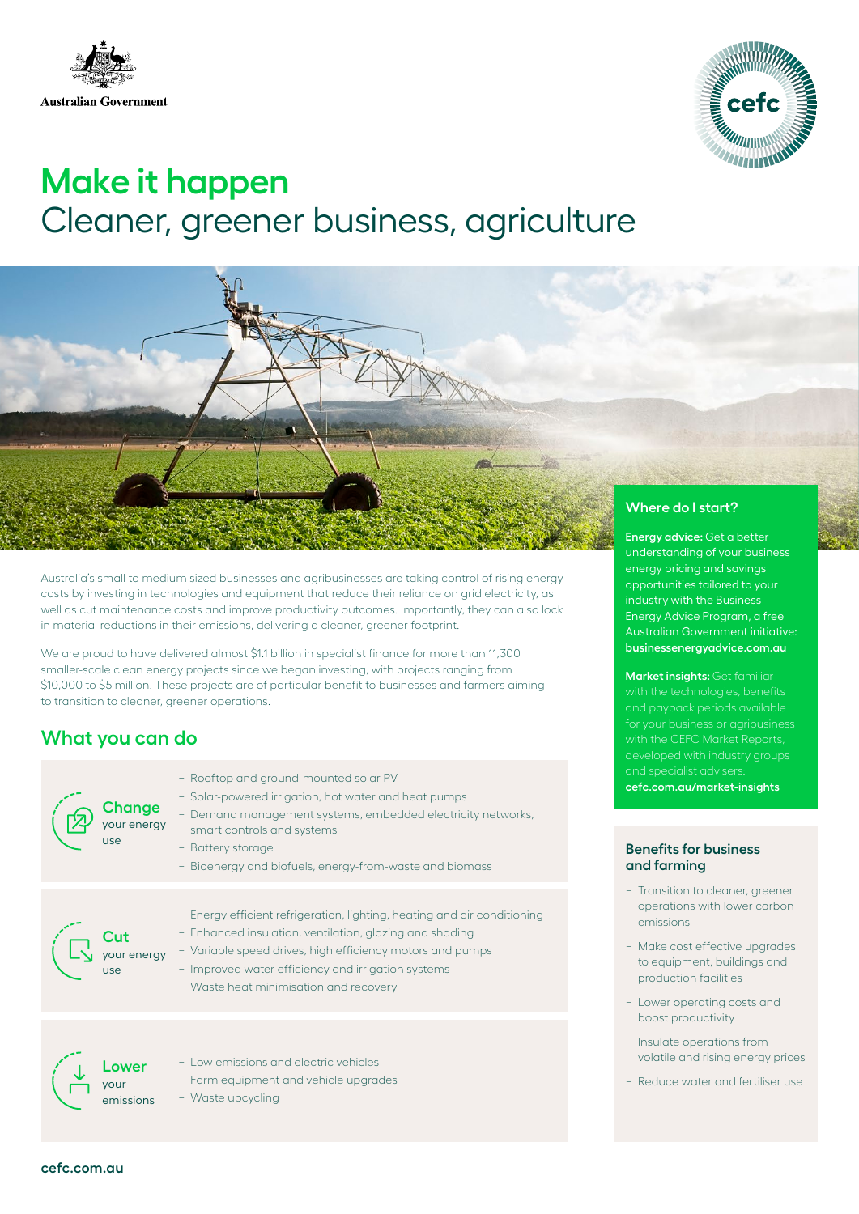Australian Government

# Make it happen

## Cleaner, greener business, agriculture

Australia's small to medium sized businesses and agribusinesses are taking control of rising energy costs by investing in technologies and equipment that reduce their reliance on grid electricity, as well as cut maintenance costs and improve productivity outcomes. Importantly, they can also lock in material reductions in their emissions, delivering a cleaner, greener footprint.

We are proud to have delivered almost $1.1 billion in specialist finance for more than 11,300 smaller-scale clean energy projects since we began investing, with projects ranging from $10,000 to $5 million. These projects are of particular benefit to businesses and farmers aiming to transition to cleaner, greener operations.

## What you can do

**Change** your energy use

- Rooftop and ground-mounted solar PV
- Solar-powered irrigation, hot water and heat pumps
- Demand management systems, embedded electricity networks, smart controls and systems
- Battery storage
- Bioenergy and biofuels, energy-from-waste and biomass

**Cut** your energy use

- Energy efficient refrigeration, lighting, heating and air conditioning
- Enhanced insulation, ventilation, glazing and shading
- Variable speed drives, high efficiency motors and pumps
- Improved water efficiency and irrigation systems
- Waste heat minimisation and recovery

**Lower** your emissions

- Low emissions and electric vehicles
- Farm equipment and vehicle upgrades
- Waste upcycling

### Where do I start?

**Energy advice:** Get a better understanding of your business energy pricing and savings opportunities tailored to your industry with the Business Energy Advice Program, a free Australian Government initiative: **businessenergyadvice.com.au**

**Market insights:** Get familiar with the technologies, benefits and payback periods available for your business or agribusiness with the CEFC Market Reports, developed with industry groups and specialist advisers: **cefc.com.au/market-insights**

### Benefits for business and farming

- Transition to cleaner, greener operations with lower carbon emissions
- Make cost effective upgrades to equipment, buildings and production facilities
- Lower operating costs and boost productivity
- Insulate operations from volatile and rising energy prices
- Reduce water and fertiliser use

cefc.com.au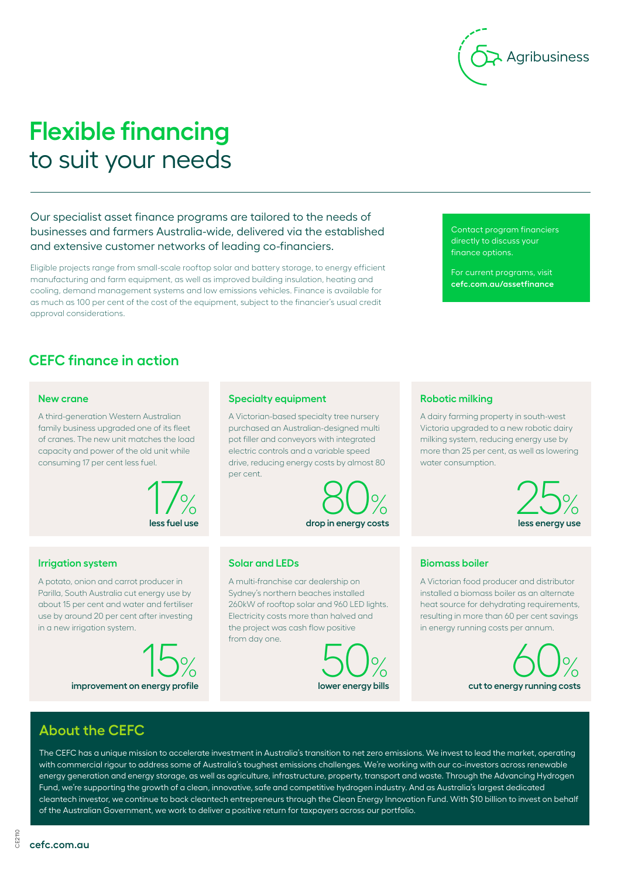Agribusiness

# **Flexible financing** to suit your needs

Our specialist asset finance programs are tailored to the needs of businesses and farmers Australia-wide, delivered via the established and extensive customer networks of leading co-financiers.

Eligible projects range from small-scale rooftop solar and battery storage, to energy efficient manufacturing and farm equipment, as well as improved building insulation, heating and cooling, demand management systems and low emissions vehicles. Finance is available for as much as 100 per cent of the cost of the equipment, subject to the financier's usual credit approval considerations.

Contact program financiers directly to discuss your finance options.

For current programs, visit **cefc.com.au/assetfinance**

## CEFC finance in action

### New crane

A third-generation Western Australian family business upgraded one of its fleet of cranes. The new unit matches the load capacity and power of the old unit while consuming 17 per cent less fuel.

17%
**less fuel use**

### Specialty equipment

A Victorian-based specialty tree nursery purchased an Australian-designed multi pot filler and conveyors with integrated electric controls and a variable speed drive, reducing energy costs by almost 80 per cent.

80%
**drop in energy costs**

### Robotic milking

A dairy farming property in south-west Victoria upgraded to a new robotic dairy milking system, reducing energy use by more than 25 per cent, as well as lowering water consumption.

25%
**less energy use**

### Irrigation system

A potato, onion and carrot producer in Parilla, South Australia cut energy use by about 15 per cent and water and fertiliser use by around 20 per cent after investing in a new irrigation system.

15%
**improvement on energy profile**

### Solar and LEDs

A multi-franchise car dealership on Sydney's northern beaches installed 260kW of rooftop solar and 960 LED lights. Electricity costs more than halved and the project was cash flow positive from day one.

50%
**lower energy bills**

### Biomass boiler

A Victorian food producer and distributor installed a biomass boiler as an alternate heat source for dehydrating requirements, resulting in more than 60 per cent savings in energy running costs per annum.

60%
**cut to energy running costs**

## About the CEFC

The CEFC has a unique mission to accelerate investment in Australia's transition to net zero emissions. We invest to lead the market, operating with commercial rigour to address some of Australia's toughest emissions challenges. We're working with our co-investors across renewable energy generation and energy storage, as well as agriculture, infrastructure, property, transport and waste. Through the Advancing Hydrogen Fund, we're supporting the growth of a clean, innovative, safe and competitive hydrogen industry. And as Australia's largest dedicated cleantech investor, we continue to back cleantech entrepreneurs through the Clean Energy Innovation Fund. With $10 billion to invest on behalf of the Australian Government, we work to deliver a positive return for taxpayers across our portfolio.

CE2110

**cefc.com.au**